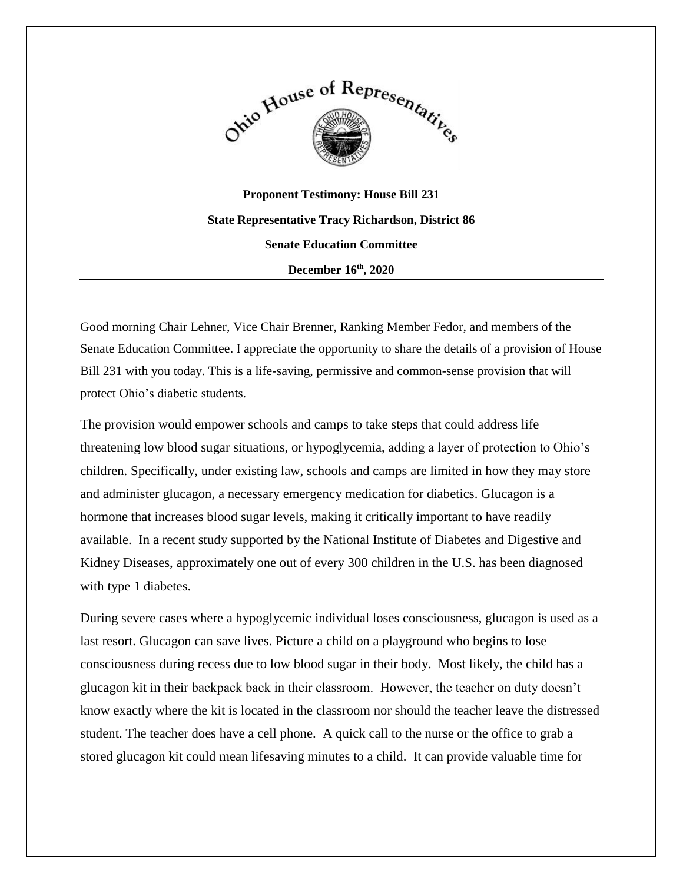**Proponent Testimony: House Bill 231**

**State Representative Tracy Richardson, District 86**

**Senate Education Committee**

**December 16th, 2020**

---

Good morning Chair Lehner, Vice Chair Brenner, Ranking Member Fedor, and members of the Senate Education Committee. I appreciate the opportunity to share the details of a provision of House Bill 231 with you today. This is a life-saving, permissive and common-sense provision that will protect Ohio's diabetic students.

The provision would empower schools and camps to take steps that could address life threatening low blood sugar situations, or hypoglycemia, adding a layer of protection to Ohio's children. Specifically, under existing law, schools and camps are limited in how they may store and administer glucagon, a necessary emergency medication for diabetics. Glucagon is a hormone that increases blood sugar levels, making it critically important to have readily available. In a recent study supported by the National Institute of Diabetes and Digestive and Kidney Diseases, approximately one out of every 300 children in the U.S. has been diagnosed with type 1 diabetes.

During severe cases where a hypoglycemic individual loses consciousness, glucagon is used as a last resort. Glucagon can save lives. Picture a child on a playground who begins to lose consciousness during recess due to low blood sugar in their body. Most likely, the child has a glucagon kit in their backpack back in their classroom. However, the teacher on duty doesn't know exactly where the kit is located in the classroom nor should the teacher leave the distressed student. The teacher does have a cell phone. A quick call to the nurse or the office to grab a stored glucagon kit could mean lifesaving minutes to a child. It can provide valuable time for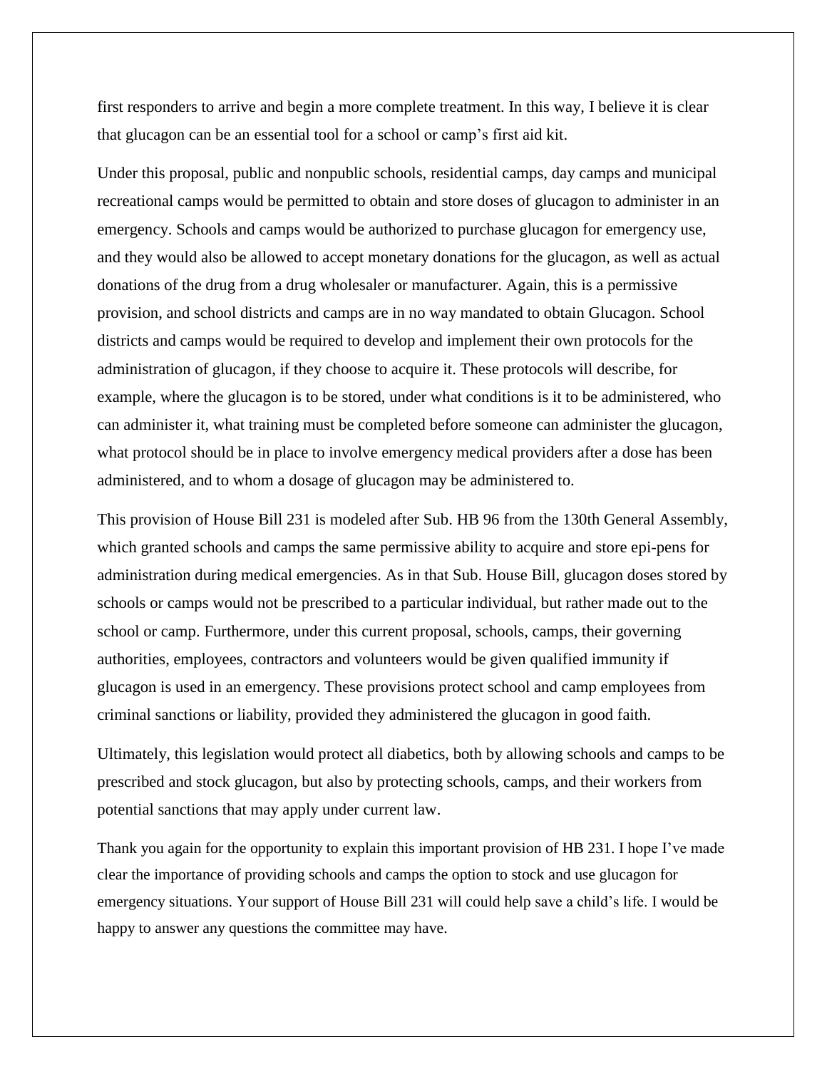first responders to arrive and begin a more complete treatment. In this way, I believe it is clear that glucagon can be an essential tool for a school or camp's first aid kit.

Under this proposal, public and nonpublic schools, residential camps, day camps and municipal recreational camps would be permitted to obtain and store doses of glucagon to administer in an emergency. Schools and camps would be authorized to purchase glucagon for emergency use, and they would also be allowed to accept monetary donations for the glucagon, as well as actual donations of the drug from a drug wholesaler or manufacturer. Again, this is a permissive provision, and school districts and camps are in no way mandated to obtain Glucagon. School districts and camps would be required to develop and implement their own protocols for the administration of glucagon, if they choose to acquire it. These protocols will describe, for example, where the glucagon is to be stored, under what conditions is it to be administered, who can administer it, what training must be completed before someone can administer the glucagon, what protocol should be in place to involve emergency medical providers after a dose has been administered, and to whom a dosage of glucagon may be administered to.

This provision of House Bill 231 is modeled after Sub. HB 96 from the 130th General Assembly, which granted schools and camps the same permissive ability to acquire and store epi-pens for administration during medical emergencies. As in that Sub. House Bill, glucagon doses stored by schools or camps would not be prescribed to a particular individual, but rather made out to the school or camp. Furthermore, under this current proposal, schools, camps, their governing authorities, employees, contractors and volunteers would be given qualified immunity if glucagon is used in an emergency. These provisions protect school and camp employees from criminal sanctions or liability, provided they administered the glucagon in good faith.

Ultimately, this legislation would protect all diabetics, both by allowing schools and camps to be prescribed and stock glucagon, but also by protecting schools, camps, and their workers from potential sanctions that may apply under current law.

Thank you again for the opportunity to explain this important provision of HB 231. I hope I've made clear the importance of providing schools and camps the option to stock and use glucagon for emergency situations. Your support of House Bill 231 will could help save a child's life. I would be happy to answer any questions the committee may have.